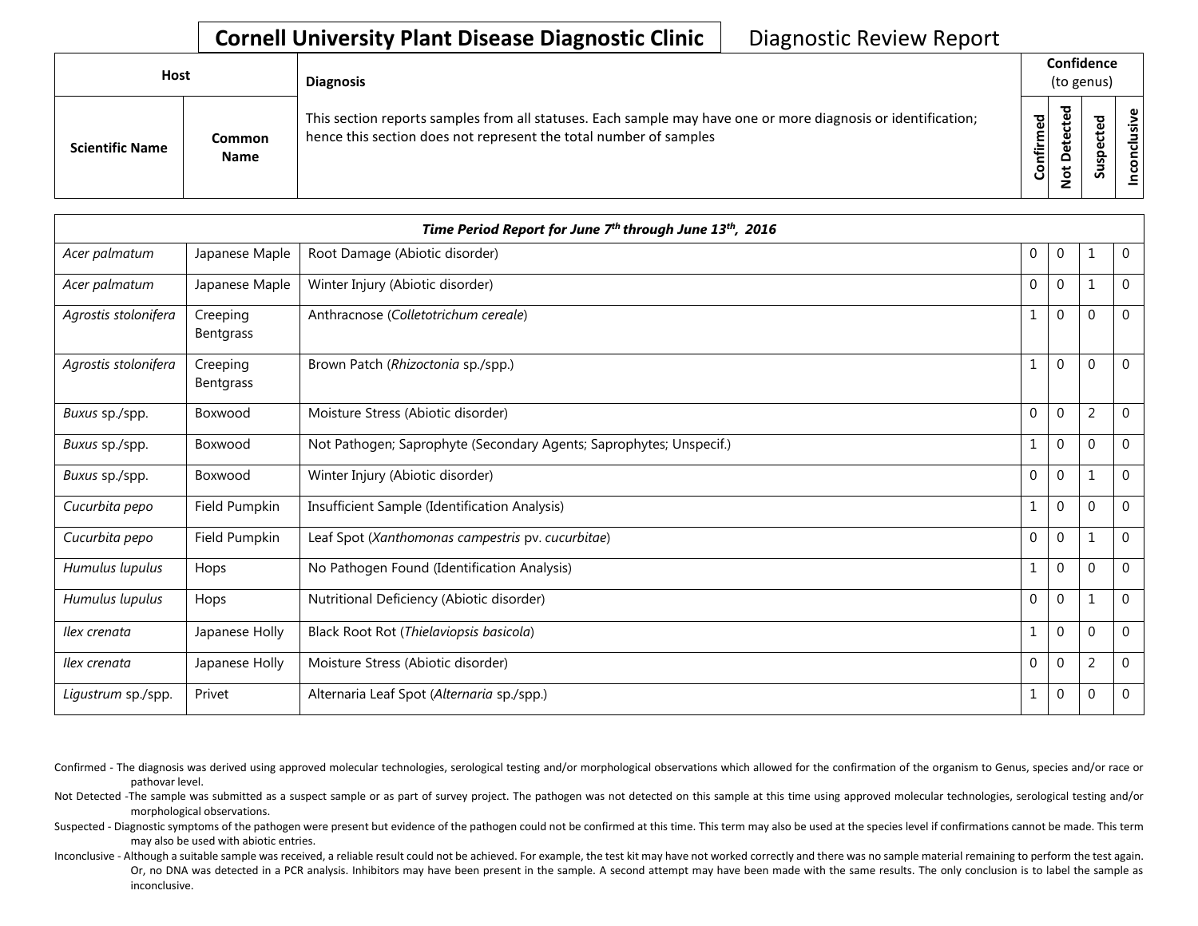# Cornell University Plant Disease Diagnostic Clinic

Diagnostic Review Report

| Host | | Diagnosis | Confidence (to genus) | | | |
|---|---|---|---|---|---|---|
| Scientific Name | Common Name | This section reports samples from all statuses. Each sample may have one or more diagnosis or identification; hence this section does not represent the total number of samples | Confirmed | Not Detected | Suspected | Inconclusive |

| *Time Period Report for June 7th through June 13th, 2016* | | | | | | |
|---|---|---|---|---|---|---|
| *Acer palmatum* | Japanese Maple | Root Damage (Abiotic disorder) | 0 | 0 | 1 | 0 |
| *Acer palmatum* | Japanese Maple | Winter Injury (Abiotic disorder) | 0 | 0 | 1 | 0 |
| *Agrostis stolonifera* | Creeping Bentgrass | Anthracnose (*Colletotrichum cereale*) | 1 | 0 | 0 | 0 |
| *Agrostis stolonifera* | Creeping Bentgrass | Brown Patch (*Rhizoctonia* sp./spp.) | 1 | 0 | 0 | 0 |
| *Buxus* sp./spp. | Boxwood | Moisture Stress (Abiotic disorder) | 0 | 0 | 2 | 0 |
| *Buxus* sp./spp. | Boxwood | Not Pathogen; Saprophyte (Secondary Agents; Saprophytes; Unspecif.) | 1 | 0 | 0 | 0 |
| *Buxus* sp./spp. | Boxwood | Winter Injury (Abiotic disorder) | 0 | 0 | 1 | 0 |
| *Cucurbita pepo* | Field Pumpkin | Insufficient Sample (Identification Analysis) | 1 | 0 | 0 | 0 |
| *Cucurbita pepo* | Field Pumpkin | Leaf Spot (*Xanthomonas campestris* pv. *cucurbitae*) | 0 | 0 | 1 | 0 |
| *Humulus lupulus* | Hops | No Pathogen Found (Identification Analysis) | 1 | 0 | 0 | 0 |
| *Humulus lupulus* | Hops | Nutritional Deficiency (Abiotic disorder) | 0 | 0 | 1 | 0 |
| *Ilex crenata* | Japanese Holly | Black Root Rot (*Thielaviopsis basicola*) | 1 | 0 | 0 | 0 |
| *Ilex crenata* | Japanese Holly | Moisture Stress (Abiotic disorder) | 0 | 0 | 2 | 0 |
| *Ligustrum* sp./spp. | Privet | Alternaria Leaf Spot (*Alternaria* sp./spp.) | 1 | 0 | 0 | 0 |

Confirmed - The diagnosis was derived using approved molecular technologies, serological testing and/or morphological observations which allowed for the confirmation of the organism to Genus, species and/or race or pathovar level.

Not Detected -The sample was submitted as a suspect sample or as part of survey project. The pathogen was not detected on this sample at this time using approved molecular technologies, serological testing and/or morphological observations.

Suspected - Diagnostic symptoms of the pathogen were present but evidence of the pathogen could not be confirmed at this time. This term may also be used at the species level if confirmations cannot be made. This term may also be used with abiotic entries.

Inconclusive - Although a suitable sample was received, a reliable result could not be achieved. For example, the test kit may have not worked correctly and there was no sample material remaining to perform the test again. Or, no DNA was detected in a PCR analysis. Inhibitors may have been present in the sample. A second attempt may have been made with the same results. The only conclusion is to label the sample as inconclusive.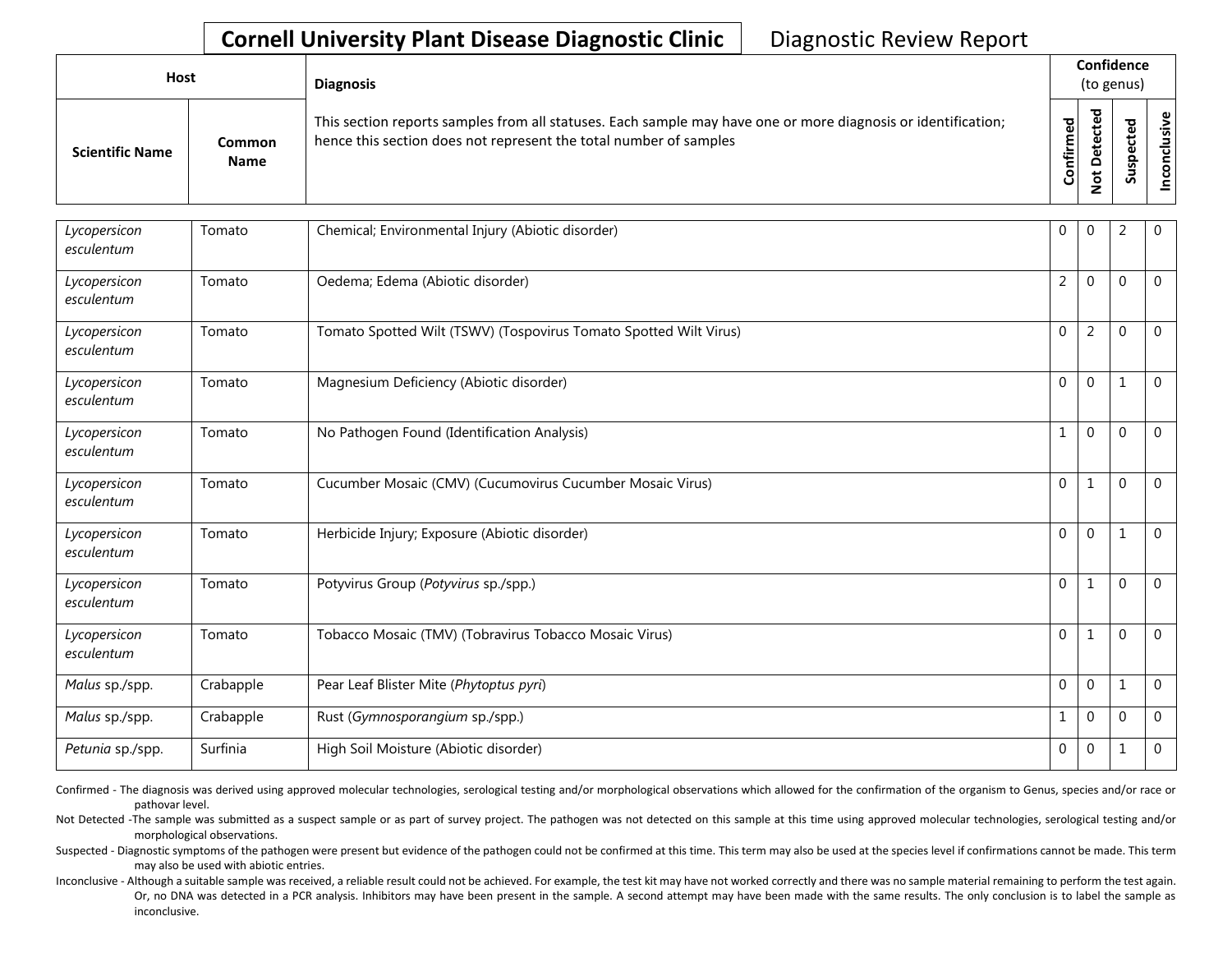**Cornell University Plant Disease Diagnostic Clinic** Diagnostic Review Report

| Host | | Diagnosis | Confidence (to genus) | | | |
|---|---|---|---|---|---|---|
| Scientific Name | Common Name | This section reports samples from all statuses. Each sample may have one or more diagnosis or identification; hence this section does not represent the total number of samples | Confirmed | Not Detected | Suspected | Inconclusive |
| *Lycopersicon esculentum* | Tomato | Chemical; Environmental Injury (Abiotic disorder) | 0 | 0 | 2 | 0 |
| *Lycopersicon esculentum* | Tomato | Oedema; Edema (Abiotic disorder) | 2 | 0 | 0 | 0 |
| *Lycopersicon esculentum* | Tomato | Tomato Spotted Wilt (TSWV) (Tospovirus Tomato Spotted Wilt Virus) | 0 | 2 | 0 | 0 |
| *Lycopersicon esculentum* | Tomato | Magnesium Deficiency (Abiotic disorder) | 0 | 0 | 1 | 0 |
| *Lycopersicon esculentum* | Tomato | No Pathogen Found (Identification Analysis) | 1 | 0 | 0 | 0 |
| *Lycopersicon esculentum* | Tomato | Cucumber Mosaic (CMV) (Cucumovirus Cucumber Mosaic Virus) | 0 | 1 | 0 | 0 |
| *Lycopersicon esculentum* | Tomato | Herbicide Injury; Exposure (Abiotic disorder) | 0 | 0 | 1 | 0 |
| *Lycopersicon esculentum* | Tomato | Potyvirus Group (*Potyvirus* sp./spp.) | 0 | 1 | 0 | 0 |
| *Lycopersicon esculentum* | Tomato | Tobacco Mosaic (TMV) (Tobravirus Tobacco Mosaic Virus) | 0 | 1 | 0 | 0 |
| *Malus* sp./spp. | Crabapple | Pear Leaf Blister Mite (*Phytoptus pyri*) | 0 | 0 | 1 | 0 |
| *Malus* sp./spp. | Crabapple | Rust (*Gymnosporangium* sp./spp.) | 1 | 0 | 0 | 0 |
| *Petunia* sp./spp. | Surfinia | High Soil Moisture (Abiotic disorder) | 0 | 0 | 1 | 0 |

Confirmed - The diagnosis was derived using approved molecular technologies, serological testing and/or morphological observations which allowed for the confirmation of the organism to Genus, species and/or race or pathovar level.

Not Detected -The sample was submitted as a suspect sample or as part of survey project. The pathogen was not detected on this sample at this time using approved molecular technologies, serological testing and/or morphological observations.

Suspected - Diagnostic symptoms of the pathogen were present but evidence of the pathogen could not be confirmed at this time. This term may also be used at the species level if confirmations cannot be made. This term may also be used with abiotic entries.

Inconclusive - Although a suitable sample was received, a reliable result could not be achieved. For example, the test kit may have not worked correctly and there was no sample material remaining to perform the test again. Or, no DNA was detected in a PCR analysis. Inhibitors may have been present in the sample. A second attempt may have been made with the same results. The only conclusion is to label the sample as inconclusive.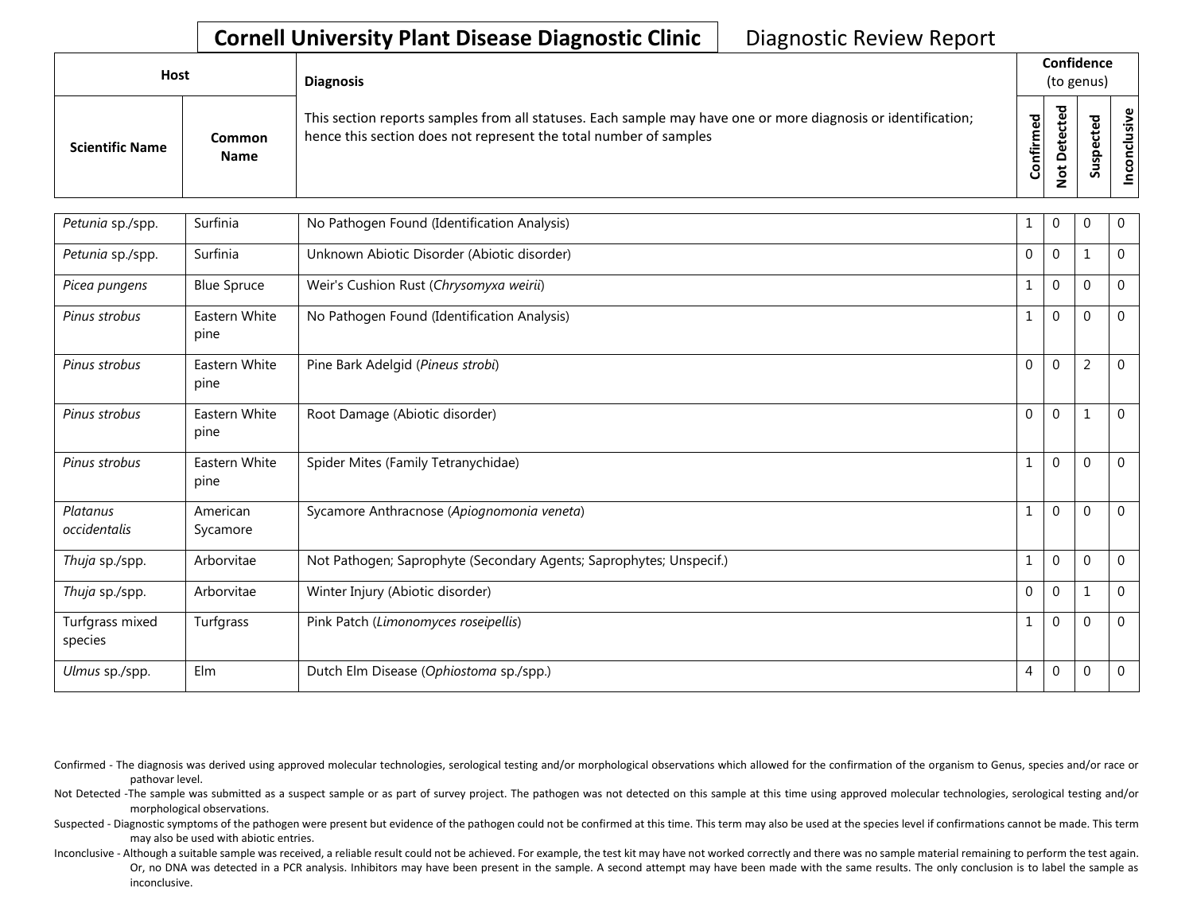**Cornell University Plant Disease Diagnostic Clinic** Diagnostic Review Report

| Host | | Diagnosis | Confidence (to genus) | | | |
|---|---|---|---|---|---|---|
| Scientific Name | Common Name | This section reports samples from all statuses. Each sample may have one or more diagnosis or identification; hence this section does not represent the total number of samples | Confirmed | Not Detected | Suspected | Inconclusive |
| *Petunia* sp./spp. | Surfinia | No Pathogen Found (Identification Analysis) | 1 | 0 | 0 | 0 |
| *Petunia* sp./spp. | Surfinia | Unknown Abiotic Disorder (Abiotic disorder) | 0 | 0 | 1 | 0 |
| *Picea pungens* | Blue Spruce | Weir's Cushion Rust (*Chrysomyxa weirii*) | 1 | 0 | 0 | 0 |
| *Pinus strobus* | Eastern White pine | No Pathogen Found (Identification Analysis) | 1 | 0 | 0 | 0 |
| *Pinus strobus* | Eastern White pine | Pine Bark Adelgid (*Pineus strobi*) | 0 | 0 | 2 | 0 |
| *Pinus strobus* | Eastern White pine | Root Damage (Abiotic disorder) | 0 | 0 | 1 | 0 |
| *Pinus strobus* | Eastern White pine | Spider Mites (Family Tetranychidae) | 1 | 0 | 0 | 0 |
| *Platanus occidentalis* | American Sycamore | Sycamore Anthracnose (*Apiognomonia veneta*) | 1 | 0 | 0 | 0 |
| *Thuja* sp./spp. | Arborvitae | Not Pathogen; Saprophyte (Secondary Agents; Saprophytes; Unspecif.) | 1 | 0 | 0 | 0 |
| *Thuja* sp./spp. | Arborvitae | Winter Injury (Abiotic disorder) | 0 | 0 | 1 | 0 |
| Turfgrass mixed species | Turfgrass | Pink Patch (*Limonomyces roseipellis*) | 1 | 0 | 0 | 0 |
| *Ulmus* sp./spp. | Elm | Dutch Elm Disease (*Ophiostoma* sp./spp.) | 4 | 0 | 0 | 0 |

Confirmed - The diagnosis was derived using approved molecular technologies, serological testing and/or morphological observations which allowed for the confirmation of the organism to Genus, species and/or race or pathovar level.

Not Detected -The sample was submitted as a suspect sample or as part of survey project. The pathogen was not detected on this sample at this time using approved molecular technologies, serological testing and/or morphological observations.

Suspected - Diagnostic symptoms of the pathogen were present but evidence of the pathogen could not be confirmed at this time. This term may also be used at the species level if confirmations cannot be made. This term may also be used with abiotic entries.

Inconclusive - Although a suitable sample was received, a reliable result could not be achieved. For example, the test kit may have not worked correctly and there was no sample material remaining to perform the test again. Or, no DNA was detected in a PCR analysis. Inhibitors may have been present in the sample. A second attempt may have been made with the same results. The only conclusion is to label the sample as inconclusive.